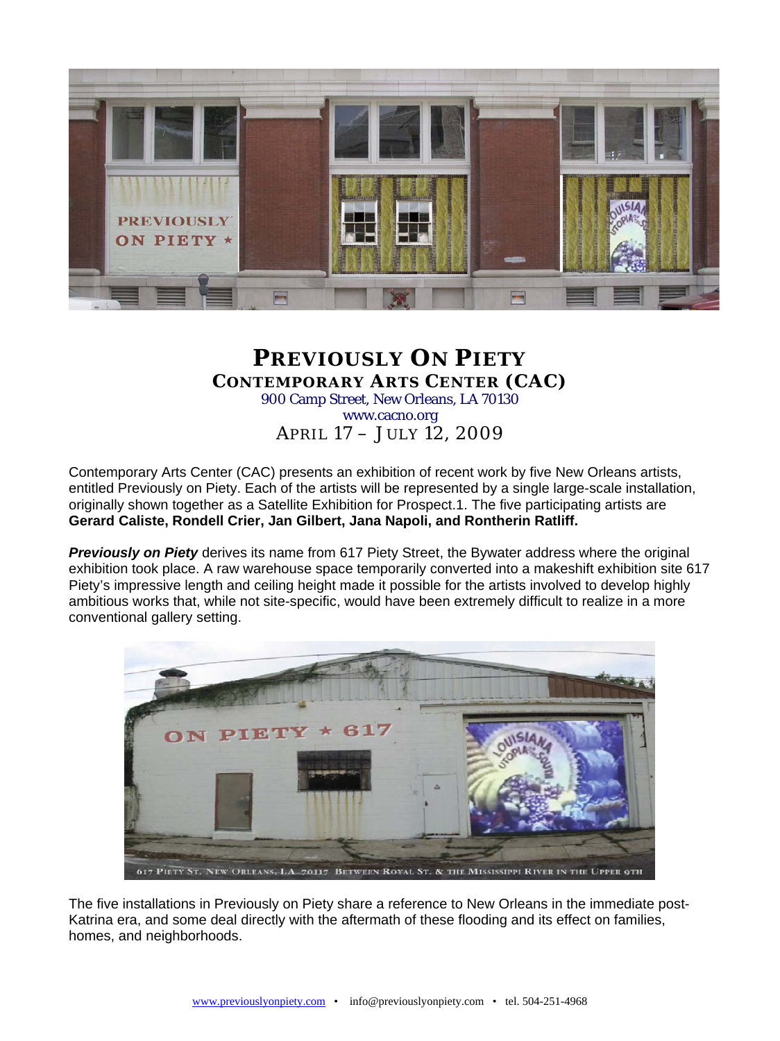# Previously On Piety

## Contemporary Arts Center (CAC)

900 Camp Street, New Orleans, LA 70130
www.cacno.org
April 17 – July 12, 2009

Contemporary Arts Center (CAC) presents an exhibition of recent work by five New Orleans artists, entitled Previously on Piety. Each of the artists will be represented by a single large-scale installation, originally shown together as a Satellite Exhibition for Prospect.1. The five participating artists are **Gerard Caliste, Rondell Crier, Jan Gilbert, Jana Napoli, and Rontherin Ratliff.**

***Previously on Piety*** derives its name from 617 Piety Street, the Bywater address where the original exhibition took place. A raw warehouse space temporarily converted into a makeshift exhibition site 617 Piety's impressive length and ceiling height made it possible for the artists involved to develop highly ambitious works that, while not site-specific, would have been extremely difficult to realize in a more conventional gallery setting.

617 Piety St. New Orleans, LA 70117 Between Royal St. & the Mississippi River in the Upper 9th

The five installations in Previously on Piety share a reference to New Orleans in the immediate post-Katrina era, and some deal directly with the aftermath of these flooding and its effect on families, homes, and neighborhoods.

www.previouslyonpiety.com • info@previouslyonpiety.com • tel. 504-251-4968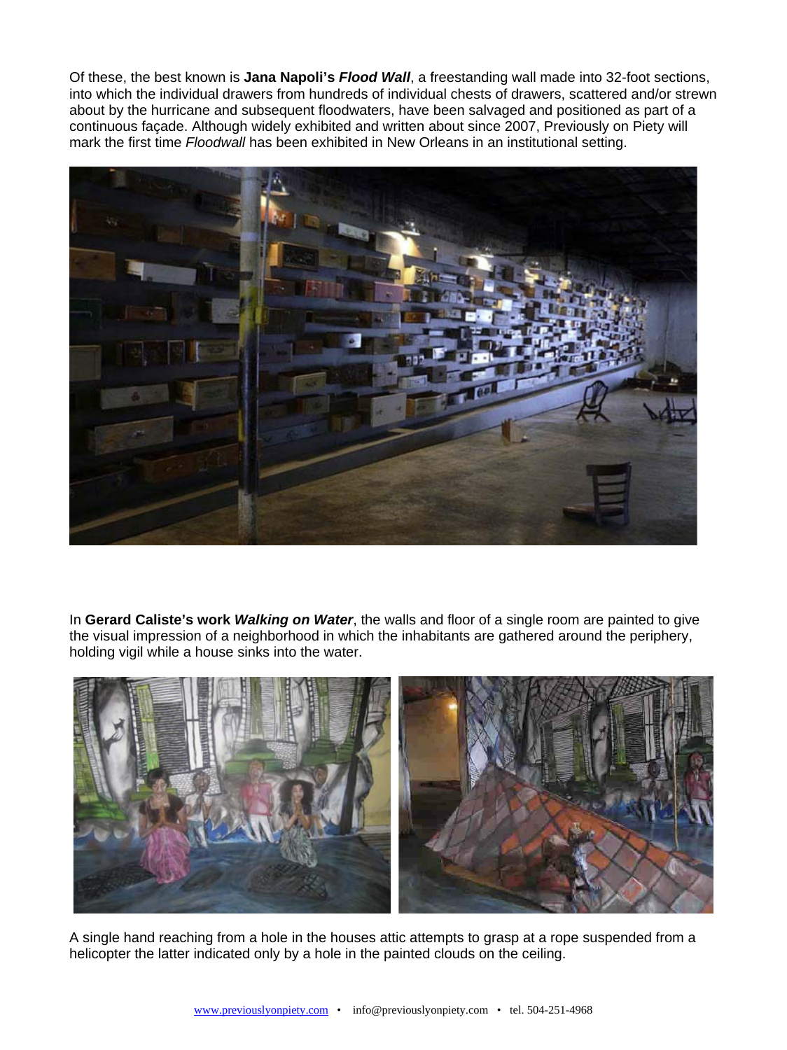Of these, the best known is **Jana Napoli's *Flood Wall***, a freestanding wall made into 32-foot sections, into which the individual drawers from hundreds of individual chests of drawers, scattered and/or strewn about by the hurricane and subsequent floodwaters, have been salvaged and positioned as part of a continuous façade. Although widely exhibited and written about since 2007, Previously on Piety will mark the first time *Floodwall* has been exhibited in New Orleans in an institutional setting.

In **Gerard Caliste's work *Walking on Water***, the walls and floor of a single room are painted to give the visual impression of a neighborhood in which the inhabitants are gathered around the periphery, holding vigil while a house sinks into the water.

A single hand reaching from a hole in the houses attic attempts to grasp at a rope suspended from a helicopter the latter indicated only by a hole in the painted clouds on the ceiling.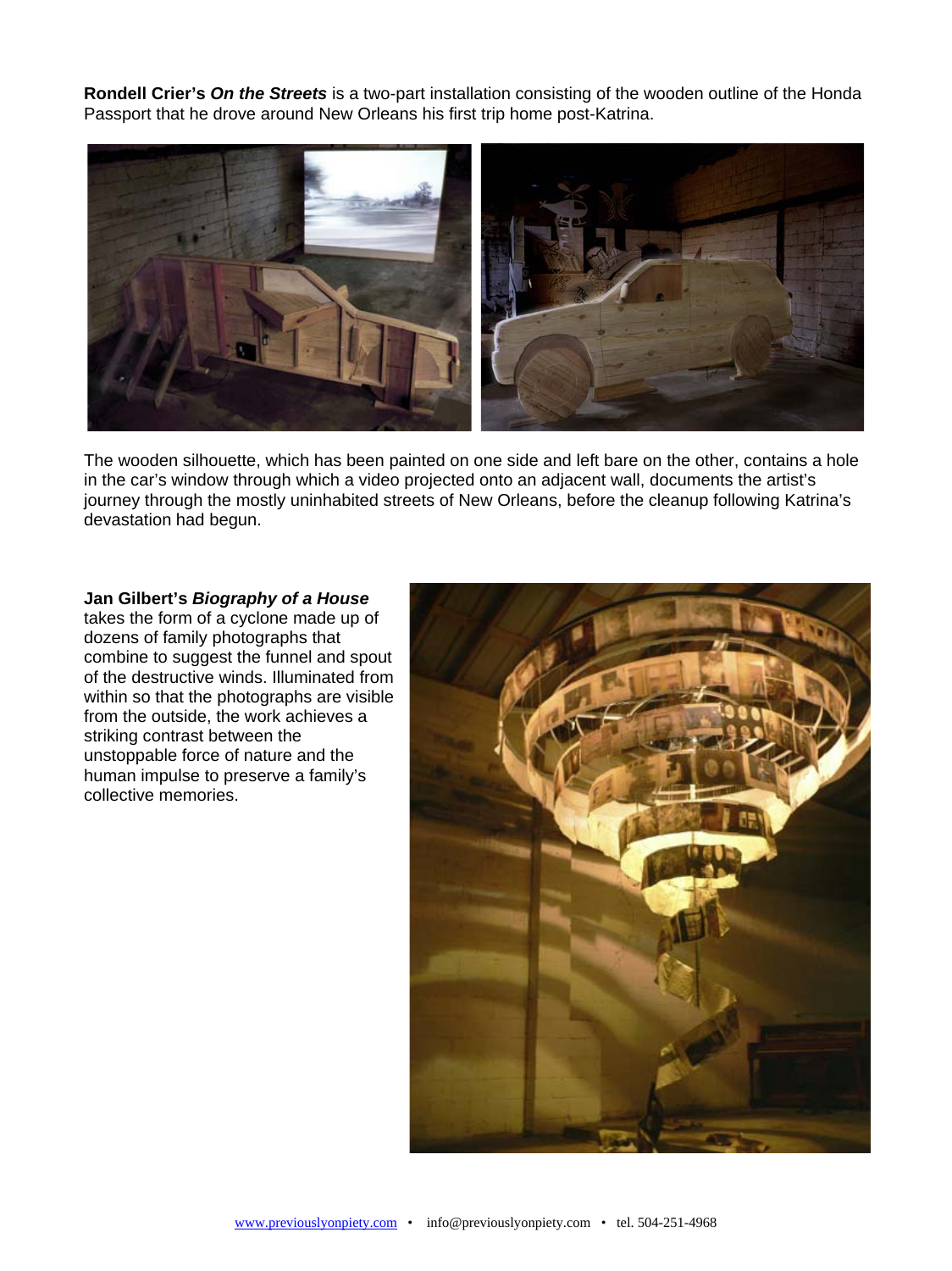**Rondell Crier's *On the Streets*** is a two-part installation consisting of the wooden outline of the Honda Passport that he drove around New Orleans his first trip home post-Katrina.

The wooden silhouette, which has been painted on one side and left bare on the other, contains a hole in the car's window through which a video projected onto an adjacent wall, documents the artist's journey through the mostly uninhabited streets of New Orleans, before the cleanup following Katrina's devastation had begun.

**Jan Gilbert's *Biography of a House*** takes the form of a cyclone made up of dozens of family photographs that combine to suggest the funnel and spout of the destructive winds. Illuminated from within so that the photographs are visible from the outside, the work achieves a striking contrast between the unstoppable force of nature and the human impulse to preserve a family's collective memories.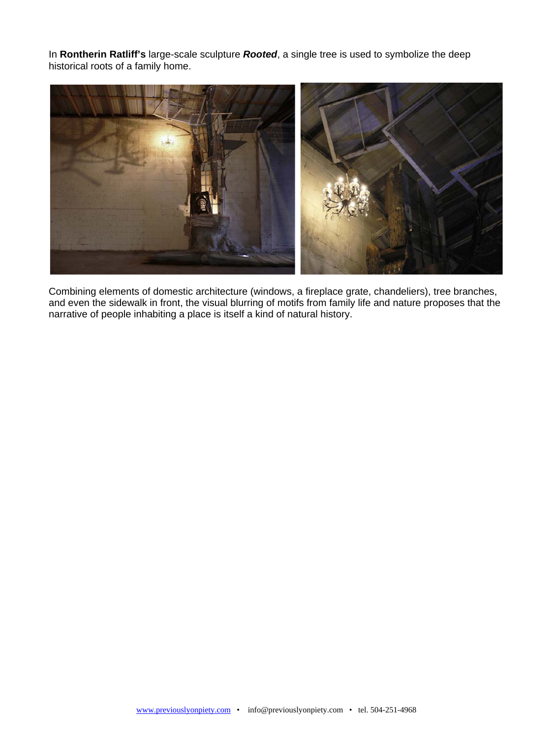In **Rontherin Ratliff's** large-scale sculpture ***Rooted***, a single tree is used to symbolize the deep historical roots of a family home.

Combining elements of domestic architecture (windows, a fireplace grate, chandeliers), tree branches, and even the sidewalk in front, the visual blurring of motifs from family life and nature proposes that the narrative of people inhabiting a place is itself a kind of natural history.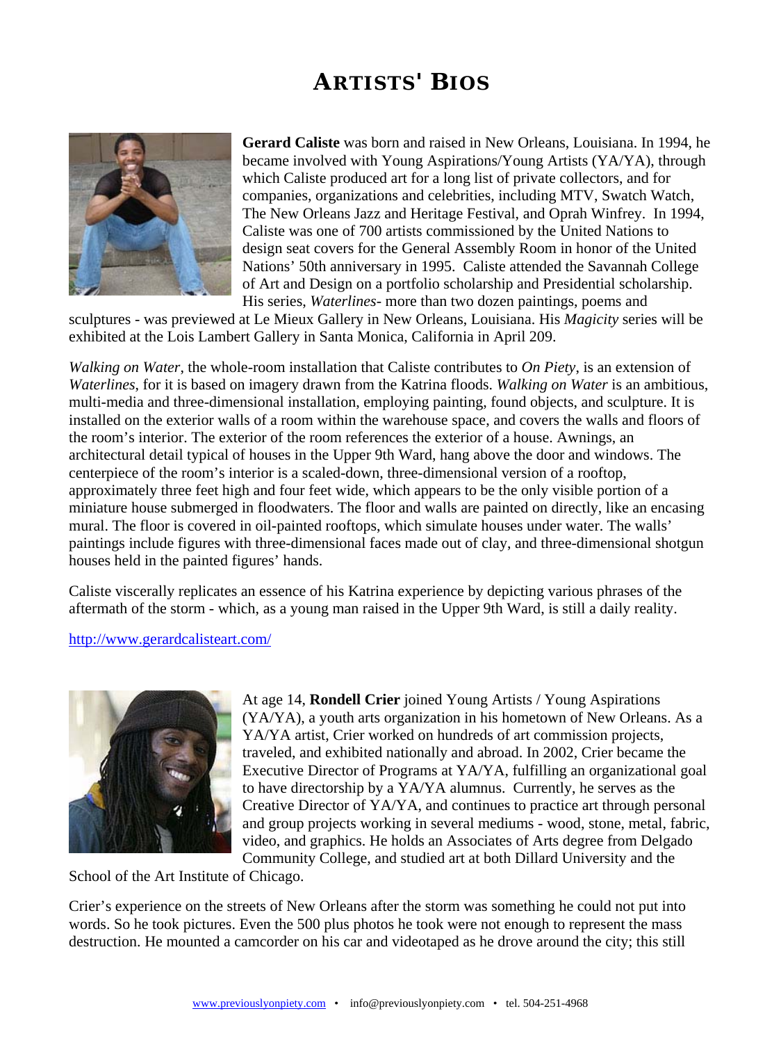# ARTISTS' BIOS

**Gerard Caliste** was born and raised in New Orleans, Louisiana. In 1994, he became involved with Young Aspirations/Young Artists (YA/YA), through which Caliste produced art for a long list of private collectors, and for companies, organizations and celebrities, including MTV, Swatch Watch, The New Orleans Jazz and Heritage Festival, and Oprah Winfrey. In 1994, Caliste was one of 700 artists commissioned by the United Nations to design seat covers for the General Assembly Room in honor of the United Nations' 50th anniversary in 1995. Caliste attended the Savannah College of Art and Design on a portfolio scholarship and Presidential scholarship. His series, *Waterlines*- more than two dozen paintings, poems and sculptures - was previewed at Le Mieux Gallery in New Orleans, Louisiana. His *Magicity* series will be exhibited at the Lois Lambert Gallery in Santa Monica, California in April 209.

*Walking on Water*, the whole-room installation that Caliste contributes to *On Piety*, is an extension of *Waterlines*, for it is based on imagery drawn from the Katrina floods. *Walking on Water* is an ambitious, multi-media and three-dimensional installation, employing painting, found objects, and sculpture. It is installed on the exterior walls of a room within the warehouse space, and covers the walls and floors of the room's interior. The exterior of the room references the exterior of a house. Awnings, an architectural detail typical of houses in the Upper 9th Ward, hang above the door and windows. The centerpiece of the room's interior is a scaled-down, three-dimensional version of a rooftop, approximately three feet high and four feet wide, which appears to be the only visible portion of a miniature house submerged in floodwaters. The floor and walls are painted on directly, like an encasing mural. The floor is covered in oil-painted rooftops, which simulate houses under water. The walls' paintings include figures with three-dimensional faces made out of clay, and three-dimensional shotgun houses held in the painted figures' hands.

Caliste viscerally replicates an essence of his Katrina experience by depicting various phrases of the aftermath of the storm - which, as a young man raised in the Upper 9th Ward, is still a daily reality.

http://www.gerardcalisteart.com/

At age 14, **Rondell Crier** joined Young Artists / Young Aspirations (YA/YA), a youth arts organization in his hometown of New Orleans. As a YA/YA artist, Crier worked on hundreds of art commission projects, traveled, and exhibited nationally and abroad. In 2002, Crier became the Executive Director of Programs at YA/YA, fulfilling an organizational goal to have directorship by a YA/YA alumnus. Currently, he serves as the Creative Director of YA/YA, and continues to practice art through personal and group projects working in several mediums - wood, stone, metal, fabric, video, and graphics. He holds an Associates of Arts degree from Delgado Community College, and studied art at both Dillard University and the School of the Art Institute of Chicago.

Crier's experience on the streets of New Orleans after the storm was something he could not put into words. So he took pictures. Even the 500 plus photos he took were not enough to represent the mass destruction. He mounted a camcorder on his car and videotaped as he drove around the city; this still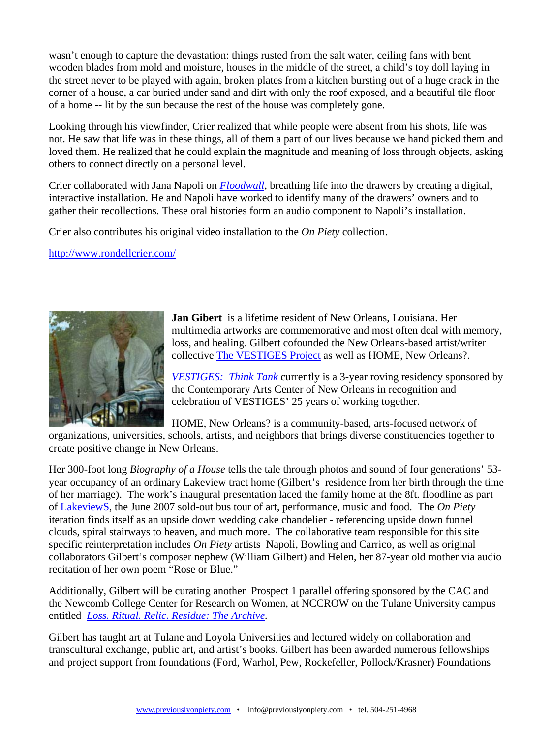wasn't enough to capture the devastation: things rusted from the salt water, ceiling fans with bent wooden blades from mold and moisture, houses in the middle of the street, a child's toy doll laying in the street never to be played with again, broken plates from a kitchen bursting out of a huge crack in the corner of a house, a car buried under sand and dirt with only the roof exposed, and a beautiful tile floor of a home -- lit by the sun because the rest of the house was completely gone.

Looking through his viewfinder, Crier realized that while people were absent from his shots, life was not. He saw that life was in these things, all of them a part of our lives because we hand picked them and loved them. He realized that he could explain the magnitude and meaning of loss through objects, asking others to connect directly on a personal level.

Crier collaborated with Jana Napoli on *Floodwall*, breathing life into the drawers by creating a digital, interactive installation. He and Napoli have worked to identify many of the drawers' owners and to gather their recollections. These oral histories form an audio component to Napoli's installation.

Crier also contributes his original video installation to the *On Piety* collection.

http://www.rondellcrier.com/

**Jan Gibert** is a lifetime resident of New Orleans, Louisiana. Her multimedia artworks are commemorative and most often deal with memory, loss, and healing. Gilbert cofounded the New Orleans-based artist/writer collective The VESTIGES Project as well as HOME, New Orleans?.

*VESTIGES: Think Tank* currently is a 3-year roving residency sponsored by the Contemporary Arts Center of New Orleans in recognition and celebration of VESTIGES' 25 years of working together.

HOME, New Orleans? is a community-based, arts-focused network of organizations, universities, schools, artists, and neighbors that brings diverse constituencies together to create positive change in New Orleans.

Her 300-foot long *Biography of a House* tells the tale through photos and sound of four generations' 53-year occupancy of an ordinary Lakeview tract home (Gilbert's residence from her birth through the time of her marriage). The work's inaugural presentation laced the family home at the 8ft. floodline as part of LakeviewS, the June 2007 sold-out bus tour of art, performance, music and food. The *On Piety* iteration finds itself as an upside down wedding cake chandelier - referencing upside down funnel clouds, spiral stairways to heaven, and much more. The collaborative team responsible for this site specific reinterpretation includes *On Piety* artists Napoli, Bowling and Carrico, as well as original collaborators Gilbert's composer nephew (William Gilbert) and Helen, her 87-year old mother via audio recitation of her own poem "Rose or Blue."

Additionally, Gilbert will be curating another Prospect 1 parallel offering sponsored by the CAC and the Newcomb College Center for Research on Women, at NCCROW on the Tulane University campus entitled *Loss. Ritual. Relic. Residue: The Archive.*

Gilbert has taught art at Tulane and Loyola Universities and lectured widely on collaboration and transcultural exchange, public art, and artist's books. Gilbert has been awarded numerous fellowships and project support from foundations (Ford, Warhol, Pew, Rockefeller, Pollock/Krasner) Foundations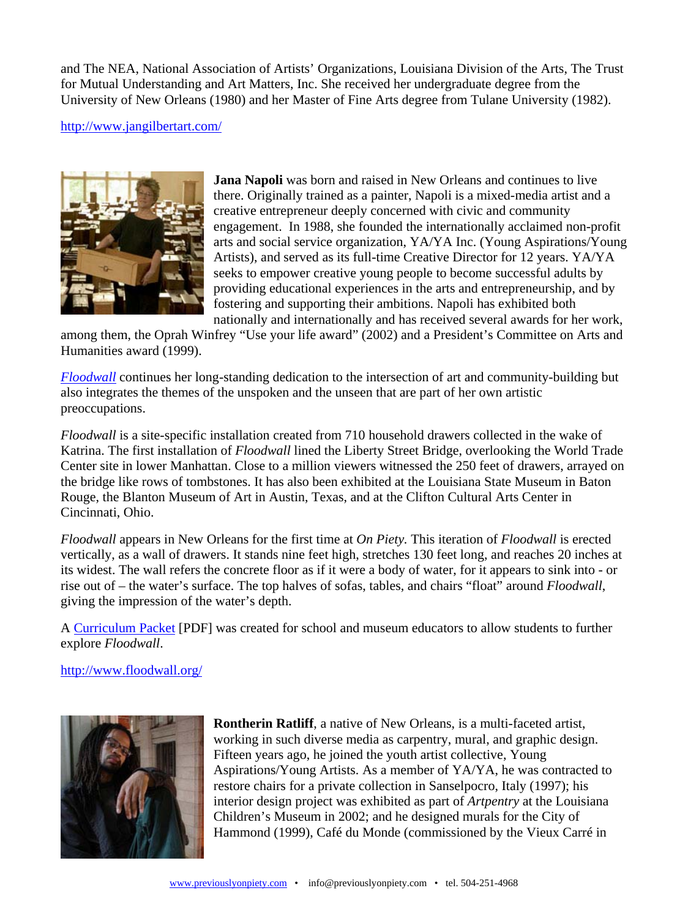and The NEA, National Association of Artists' Organizations, Louisiana Division of the Arts, The Trust for Mutual Understanding and Art Matters, Inc. She received her undergraduate degree from the University of New Orleans (1980) and her Master of Fine Arts degree from Tulane University (1982).

http://www.jangilbertart.com/

**Jana Napoli** was born and raised in New Orleans and continues to live there. Originally trained as a painter, Napoli is a mixed-media artist and a creative entrepreneur deeply concerned with civic and community engagement. In 1988, she founded the internationally acclaimed non-profit arts and social service organization, YA/YA Inc. (Young Aspirations/Young Artists), and served as its full-time Creative Director for 12 years. YA/YA seeks to empower creative young people to become successful adults by providing educational experiences in the arts and entrepreneurship, and by fostering and supporting their ambitions. Napoli has exhibited both nationally and internationally and has received several awards for her work, among them, the Oprah Winfrey "Use your life award" (2002) and a President's Committee on Arts and Humanities award (1999).

*Floodwall* continues her long-standing dedication to the intersection of art and community-building but also integrates the themes of the unspoken and the unseen that are part of her own artistic preoccupations.

*Floodwall* is a site-specific installation created from 710 household drawers collected in the wake of Katrina. The first installation of *Floodwall* lined the Liberty Street Bridge, overlooking the World Trade Center site in lower Manhattan. Close to a million viewers witnessed the 250 feet of drawers, arrayed on the bridge like rows of tombstones. It has also been exhibited at the Louisiana State Museum in Baton Rouge, the Blanton Museum of Art in Austin, Texas, and at the Clifton Cultural Arts Center in Cincinnati, Ohio.

*Floodwall* appears in New Orleans for the first time at *On Piety.* This iteration of *Floodwall* is erected vertically, as a wall of drawers. It stands nine feet high, stretches 130 feet long, and reaches 20 inches at its widest. The wall refers the concrete floor as if it were a body of water, for it appears to sink into - or rise out of – the water's surface. The top halves of sofas, tables, and chairs "float" around *Floodwall*, giving the impression of the water's depth.

A Curriculum Packet [PDF] was created for school and museum educators to allow students to further explore *Floodwall*.

http://www.floodwall.org/

**Rontherin Ratliff**, a native of New Orleans, is a multi-faceted artist, working in such diverse media as carpentry, mural, and graphic design. Fifteen years ago, he joined the youth artist collective, Young Aspirations/Young Artists. As a member of YA/YA, he was contracted to restore chairs for a private collection in Sanselpocro, Italy (1997); his interior design project was exhibited as part of *Artpentry* at the Louisiana Children's Museum in 2002; and he designed murals for the City of Hammond (1999), Café du Monde (commissioned by the Vieux Carré in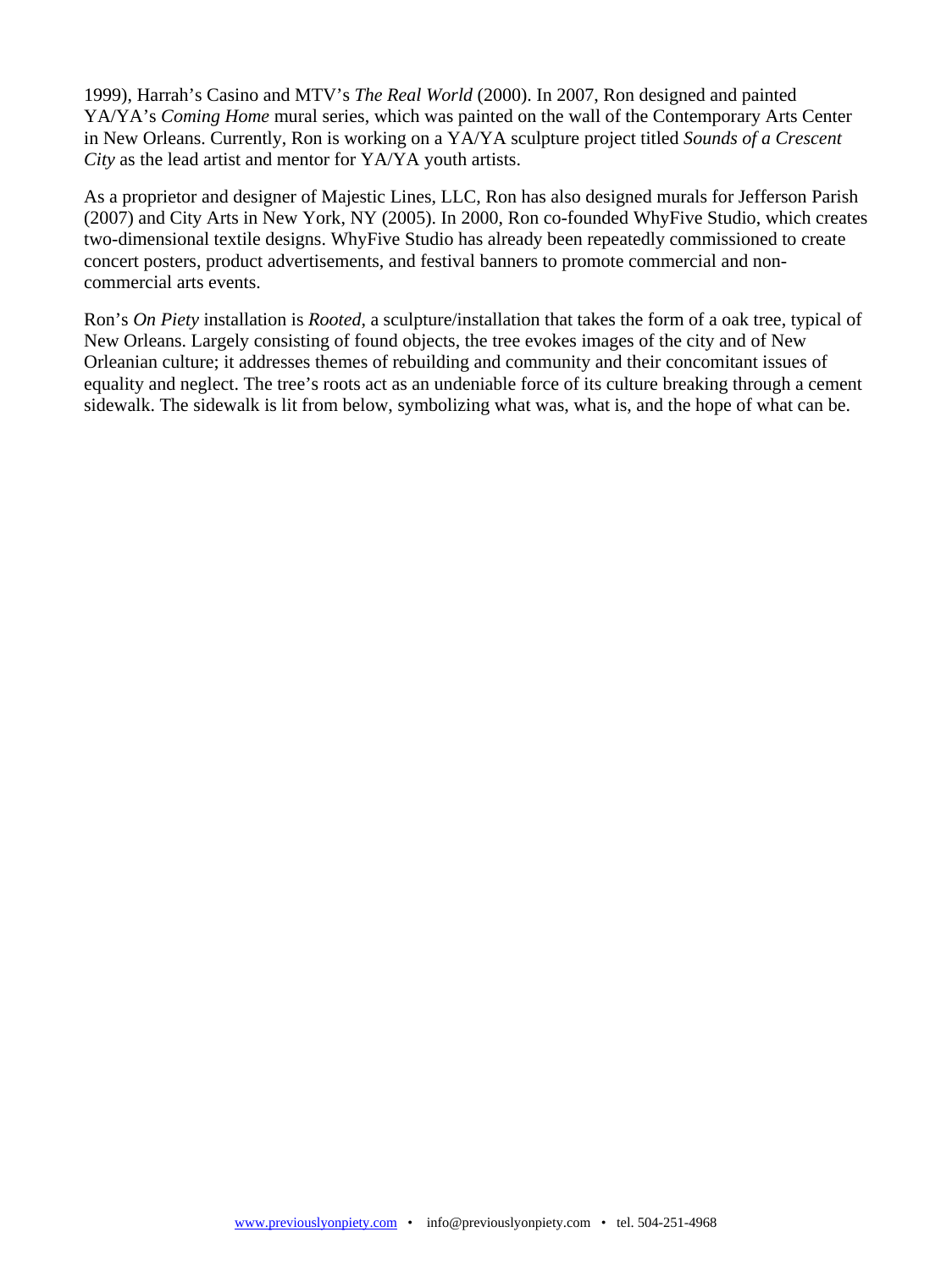1999), Harrah's Casino and MTV's *The Real World* (2000). In 2007, Ron designed and painted YA/YA's *Coming Home* mural series, which was painted on the wall of the Contemporary Arts Center in New Orleans. Currently, Ron is working on a YA/YA sculpture project titled *Sounds of a Crescent City* as the lead artist and mentor for YA/YA youth artists.

As a proprietor and designer of Majestic Lines, LLC, Ron has also designed murals for Jefferson Parish (2007) and City Arts in New York, NY (2005). In 2000, Ron co-founded WhyFive Studio, which creates two-dimensional textile designs. WhyFive Studio has already been repeatedly commissioned to create concert posters, product advertisements, and festival banners to promote commercial and non-commercial arts events.

Ron's *On Piety* installation is *Rooted*, a sculpture/installation that takes the form of a oak tree, typical of New Orleans. Largely consisting of found objects, the tree evokes images of the city and of New Orleanian culture; it addresses themes of rebuilding and community and their concomitant issues of equality and neglect. The tree's roots act as an undeniable force of its culture breaking through a cement sidewalk. The sidewalk is lit from below, symbolizing what was, what is, and the hope of what can be.